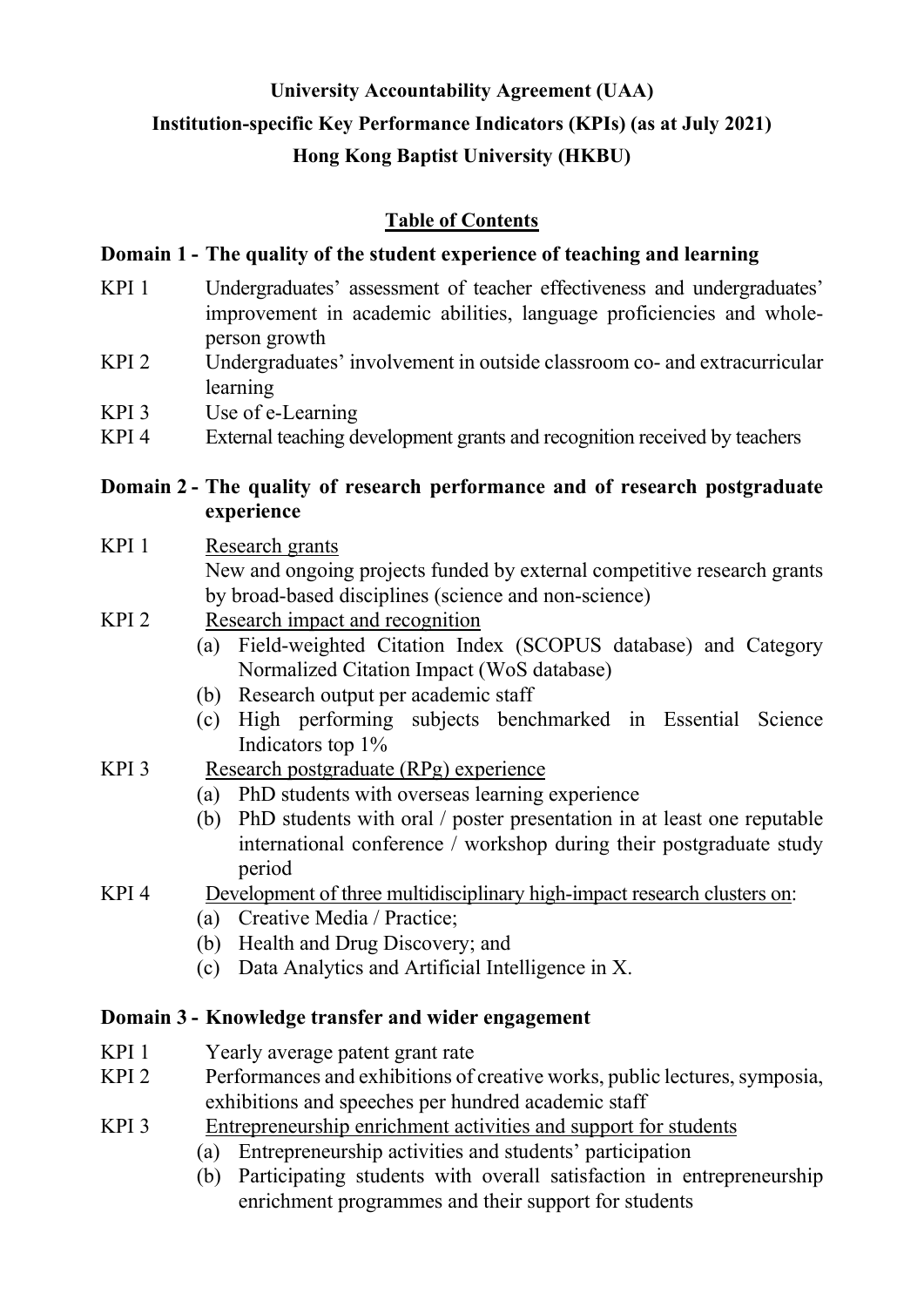# University Accountability Agreement (UAA)
# Institution-specific Key Performance Indicators (KPIs) (as at July 2021)
# Hong Kong Baptist University (HKBU)

## Table of Contents

### Domain 1 - The quality of the student experience of teaching and learning

- KPI 1 Undergraduates' assessment of teacher effectiveness and undergraduates' improvement in academic abilities, language proficiencies and whole-person growth
- KPI 2 Undergraduates' involvement in outside classroom co- and extracurricular learning
- KPI 3 Use of e-Learning
- KPI 4 External teaching development grants and recognition received by teachers

### Domain 2 - The quality of research performance and of research postgraduate experience

- KPI 1 Research grants
  New and ongoing projects funded by external competitive research grants by broad-based disciplines (science and non-science)
- KPI 2 Research impact and recognition
  - (a) Field-weighted Citation Index (SCOPUS database) and Category Normalized Citation Impact (WoS database)
  - (b) Research output per academic staff
  - (c) High performing subjects benchmarked in Essential Science Indicators top 1%
- KPI 3 Research postgraduate (RPg) experience
  - (a) PhD students with overseas learning experience
  - (b) PhD students with oral / poster presentation in at least one reputable international conference / workshop during their postgraduate study period
- KPI 4 Development of three multidisciplinary high-impact research clusters on:
  - (a) Creative Media / Practice;
  - (b) Health and Drug Discovery; and
  - (c) Data Analytics and Artificial Intelligence in X.

### Domain 3 - Knowledge transfer and wider engagement

- KPI 1 Yearly average patent grant rate
- KPI 2 Performances and exhibitions of creative works, public lectures, symposia, exhibitions and speeches per hundred academic staff
- KPI 3 Entrepreneurship enrichment activities and support for students
  - (a) Entrepreneurship activities and students' participation
  - (b) Participating students with overall satisfaction in entrepreneurship enrichment programmes and their support for students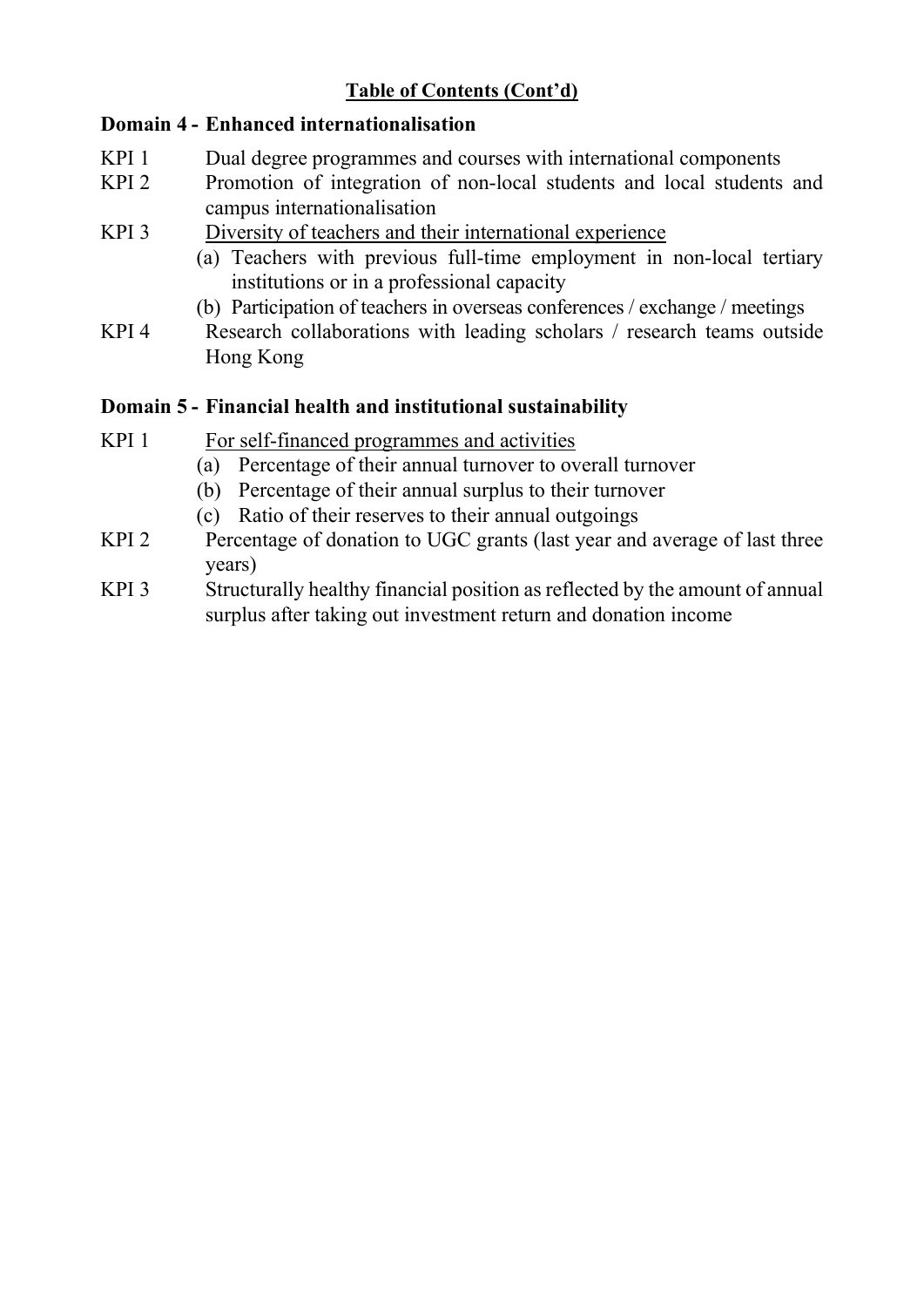## Table of Contents (Cont'd)

### Domain 4 - Enhanced internationalisation

- KPI 1 Dual degree programmes and courses with international components
- KPI 2 Promotion of integration of non-local students and local students and campus internationalisation
- KPI 3 Diversity of teachers and their international experience
  - (a) Teachers with previous full-time employment in non-local tertiary institutions or in a professional capacity
  - (b) Participation of teachers in overseas conferences / exchange / meetings
- KPI 4 Research collaborations with leading scholars / research teams outside Hong Kong

### Domain 5 - Financial health and institutional sustainability

- KPI 1 For self-financed programmes and activities
  - (a) Percentage of their annual turnover to overall turnover
  - (b) Percentage of their annual surplus to their turnover
  - (c) Ratio of their reserves to their annual outgoings
- KPI 2 Percentage of donation to UGC grants (last year and average of last three years)
- KPI 3 Structurally healthy financial position as reflected by the amount of annual surplus after taking out investment return and donation income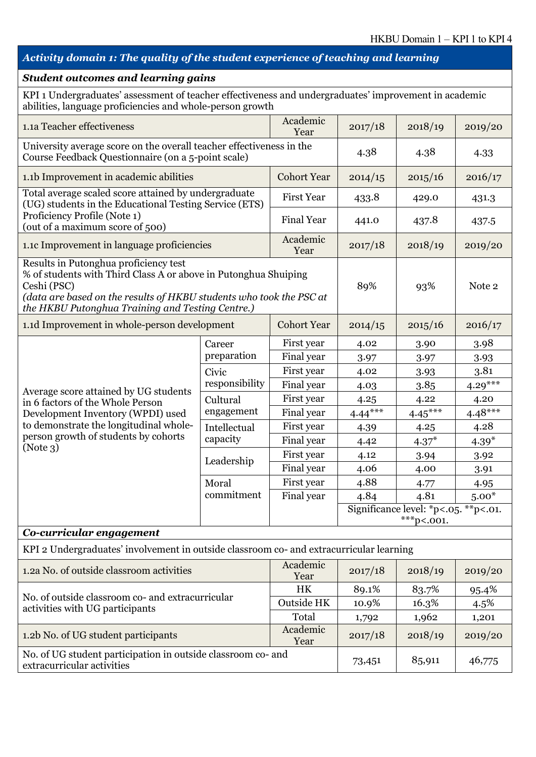## Activity domain 1: The quality of the student experience of teaching and learning

### Student outcomes and learning gains

KPI 1 Undergraduates' assessment of teacher effectiveness and undergraduates' improvement in academic abilities, language proficiencies and whole-person growth

| 1.1a Teacher effectiveness | Academic Year | 2017/18 | 2018/19 | 2019/20 |
|---|---|---|---|---|
| University average score on the overall teacher effectiveness in the Course Feedback Questionnaire (on a 5-point scale) | | 4.38 | 4.38 | 4.33 |

| 1.1b Improvement in academic abilities | Cohort Year | 2014/15 | 2015/16 | 2016/17 |
|---|---|---|---|---|
| Total average scaled score attained by undergraduate (UG) students in the Educational Testing Service (ETS) Proficiency Profile (Note 1) (out of a maximum score of 500) | First Year | 433.8 | 429.0 | 431.3 |
| | Final Year | 441.0 | 437.8 | 437.5 |

| 1.1c Improvement in language proficiencies | Academic Year | 2017/18 | 2018/19 | 2019/20 |
|---|---|---|---|---|
| Results in Putonghua proficiency test<br>% of students with Third Class A or above in Putonghua Shuiping Ceshi (PSC)<br>*(data are based on the results of HKBU students who took the PSC at the HKBU Putonghua Training and Testing Centre.)* | | 89% | 93% | Note 2 |

| 1.1d Improvement in whole-person development | | Cohort Year | 2014/15 | 2015/16 | 2016/17 |
|---|---|---|---|---|---|
| Average score attained by UG students in 6 factors of the Whole Person Development Inventory (WPDI) used to demonstrate the longitudinal whole-person growth of students by cohorts (Note 3) | Career preparation | First year | 4.02 | 3.90 | 3.98 |
| | | Final year | 3.97 | 3.97 | 3.93 |
| | Civic responsibility | First year | 4.02 | 3.93 | 3.81 |
| | | Final year | 4.03 | 3.85 | 4.29*** |
| | Cultural engagement | First year | 4.25 | 4.22 | 4.20 |
| | | Final year | 4.44*** | 4.45*** | 4.48*** |
| | Intellectual capacity | First year | 4.39 | 4.25 | 4.28 |
| | | Final year | 4.42 | 4.37* | 4.39* |
| | Leadership | First year | 4.12 | 3.94 | 3.92 |
| | | Final year | 4.06 | 4.00 | 3.91 |
| | Moral commitment | First year | 4.88 | 4.77 | 4.95 |
| | | Final year | 4.84 | 4.81 | 5.00* |
| | | | Significance level: *p<.05. **p<.01. ***p<.001. | | |

### Co-curricular engagement

KPI 2 Undergraduates' involvement in outside classroom co- and extracurricular learning

| 1.2a No. of outside classroom activities | Academic Year | 2017/18 | 2018/19 | 2019/20 |
|---|---|---|---|---|
| No. of outside classroom co- and extracurricular activities with UG participants | HK | 89.1% | 83.7% | 95.4% |
| | Outside HK | 10.9% | 16.3% | 4.5% |
| | Total | 1,792 | 1,962 | 1,201 |

| 1.2b No. of UG student participants | Academic Year | 2017/18 | 2018/19 | 2019/20 |
|---|---|---|---|---|
| No. of UG student participation in outside classroom co- and extracurricular activities | | 73,451 | 85,911 | 46,775 |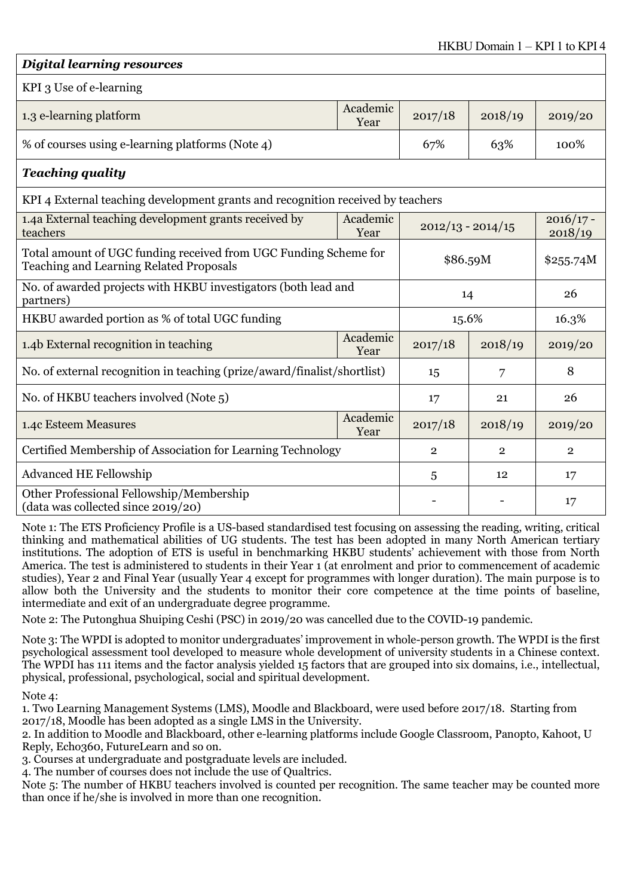| ***Digital learning resources*** | | | | |
|---|---|---|---|---|
| KPI 3 Use of e-learning | | | | |
| 1.3 e-learning platform | Academic Year | 2017/18 | 2018/19 | 2019/20 |
| % of courses using e-learning platforms (Note 4) | | 67% | 63% | 100% |

| ***Teaching quality*** | | | | |
|---|---|---|---|---|
| KPI 4 External teaching development grants and recognition received by teachers | | | | |
| 1.4a External teaching development grants received by teachers | Academic Year | 2012/13 - 2014/15 | | 2016/17 - 2018/19 |
| Total amount of UGC funding received from UGC Funding Scheme for Teaching and Learning Related Proposals | | \$86.59M | | \$255.74M |
| No. of awarded projects with HKBU investigators (both lead and partners) | | 14 | | 26 |
| HKBU awarded portion as % of total UGC funding | | 15.6% | | 16.3% |
| 1.4b External recognition in teaching | Academic Year | 2017/18 | 2018/19 | 2019/20 |
| No. of external recognition in teaching (prize/award/finalist/shortlist) | | 15 | 7 | 8 |
| No. of HKBU teachers involved (Note 5) | | 17 | 21 | 26 |
| 1.4c Esteem Measures | Academic Year | 2017/18 | 2018/19 | 2019/20 |
| Certified Membership of Association for Learning Technology | | 2 | 2 | 2 |
| Advanced HE Fellowship | | 5 | 12 | 17 |
| Other Professional Fellowship/Membership (data was collected since 2019/20) | | - | - | 17 |

Note 1: The ETS Proficiency Profile is a US-based standardised test focusing on assessing the reading, writing, critical thinking and mathematical abilities of UG students. The test has been adopted in many North American tertiary institutions. The adoption of ETS is useful in benchmarking HKBU students' achievement with those from North America. The test is administered to students in their Year 1 (at enrolment and prior to commencement of academic studies), Year 2 and Final Year (usually Year 4 except for programmes with longer duration). The main purpose is to allow both the University and the students to monitor their core competence at the time points of baseline, intermediate and exit of an undergraduate degree programme.

Note 2: The Putonghua Shuiping Ceshi (PSC) in 2019/20 was cancelled due to the COVID-19 pandemic.

Note 3: The WPDI is adopted to monitor undergraduates' improvement in whole-person growth. The WPDI is the first psychological assessment tool developed to measure whole development of university students in a Chinese context. The WPDI has 111 items and the factor analysis yielded 15 factors that are grouped into six domains, i.e., intellectual, physical, professional, psychological, social and spiritual development.

Note 4:
1. Two Learning Management Systems (LMS), Moodle and Blackboard, were used before 2017/18. Starting from 2017/18, Moodle has been adopted as a single LMS in the University.
2. In addition to Moodle and Blackboard, other e-learning platforms include Google Classroom, Panopto, Kahoot, U Reply, Echo360, FutureLearn and so on.
3. Courses at undergraduate and postgraduate levels are included.
4. The number of courses does not include the use of Qualtrics.

Note 5: The number of HKBU teachers involved is counted per recognition. The same teacher may be counted more than once if he/she is involved in more than one recognition.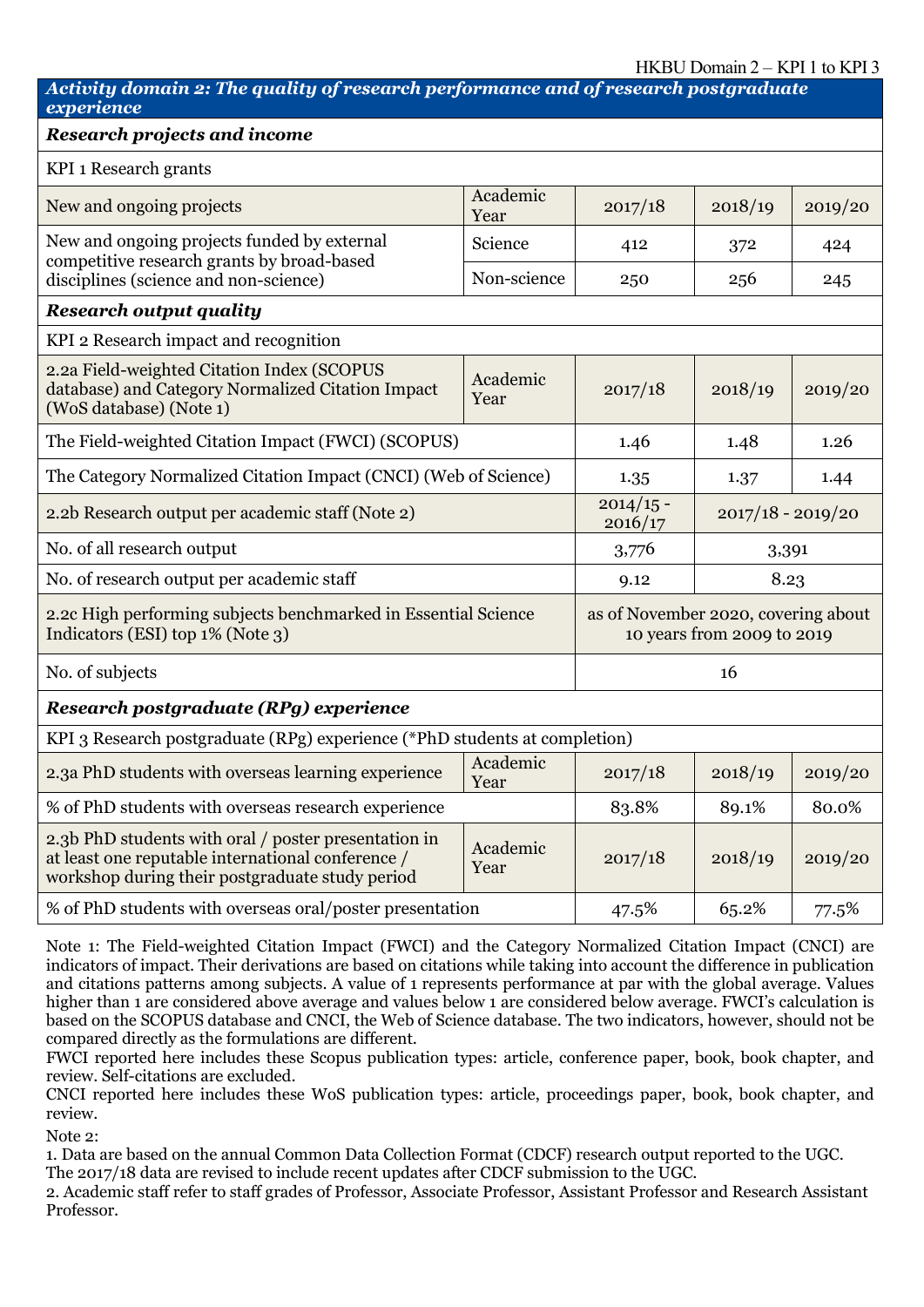## Activity domain 2: The quality of research performance and of research postgraduate experience

### Research projects and income

KPI 1 Research grants

| New and ongoing projects | Academic Year | 2017/18 | 2018/19 | 2019/20 |
|---|---|---|---|---|
| New and ongoing projects funded by external competitive research grants by broad-based disciplines (science and non-science) | Science | 412 | 372 | 424 |
| | Non-science | 250 | 256 | 245 |

### Research output quality

KPI 2 Research impact and recognition

| 2.2a Field-weighted Citation Index (SCOPUS database) and Category Normalized Citation Impact (WoS database) (Note 1) | Academic Year | 2017/18 | 2018/19 | 2019/20 |
|---|---|---|---|---|
| The Field-weighted Citation Impact (FWCI) (SCOPUS) | | 1.46 | 1.48 | 1.26 |
| The Category Normalized Citation Impact (CNCI) (Web of Science) | | 1.35 | 1.37 | 1.44 |

| 2.2b Research output per academic staff (Note 2) | 2014/15 - 2016/17 | 2017/18 - 2019/20 |
|---|---|---|
| No. of all research output | 3,776 | 3,391 |
| No. of research output per academic staff | 9.12 | 8.23 |

| 2.2c High performing subjects benchmarked in Essential Science Indicators (ESI) top 1% (Note 3) | as of November 2020, covering about 10 years from 2009 to 2019 |
|---|---|
| No. of subjects | 16 |

### Research postgraduate (RPg) experience

KPI 3 Research postgraduate (RPg) experience (*PhD students at completion)

| 2.3a PhD students with overseas learning experience | Academic Year | 2017/18 | 2018/19 | 2019/20 |
|---|---|---|---|---|
| % of PhD students with overseas research experience | | 83.8% | 89.1% | 80.0% |

| 2.3b PhD students with oral / poster presentation in at least one reputable international conference / workshop during their postgraduate study period | Academic Year | 2017/18 | 2018/19 | 2019/20 |
|---|---|---|---|---|
| % of PhD students with overseas oral/poster presentation | | 47.5% | 65.2% | 77.5% |

Note 1: The Field-weighted Citation Impact (FWCI) and the Category Normalized Citation Impact (CNCI) are indicators of impact. Their derivations are based on citations while taking into account the difference in publication and citations patterns among subjects. A value of 1 represents performance at par with the global average. Values higher than 1 are considered above average and values below 1 are considered below average. FWCI's calculation is based on the SCOPUS database and CNCI, the Web of Science database. The two indicators, however, should not be compared directly as the formulations are different.

FWCI reported here includes these Scopus publication types: article, conference paper, book, book chapter, and review. Self-citations are excluded.

CNCI reported here includes these WoS publication types: article, proceedings paper, book, book chapter, and review.

Note 2:

1. Data are based on the annual Common Data Collection Format (CDCF) research output reported to the UGC. The 2017/18 data are revised to include recent updates after CDCF submission to the UGC.
2. Academic staff refer to staff grades of Professor, Associate Professor, Assistant Professor and Research Assistant Professor.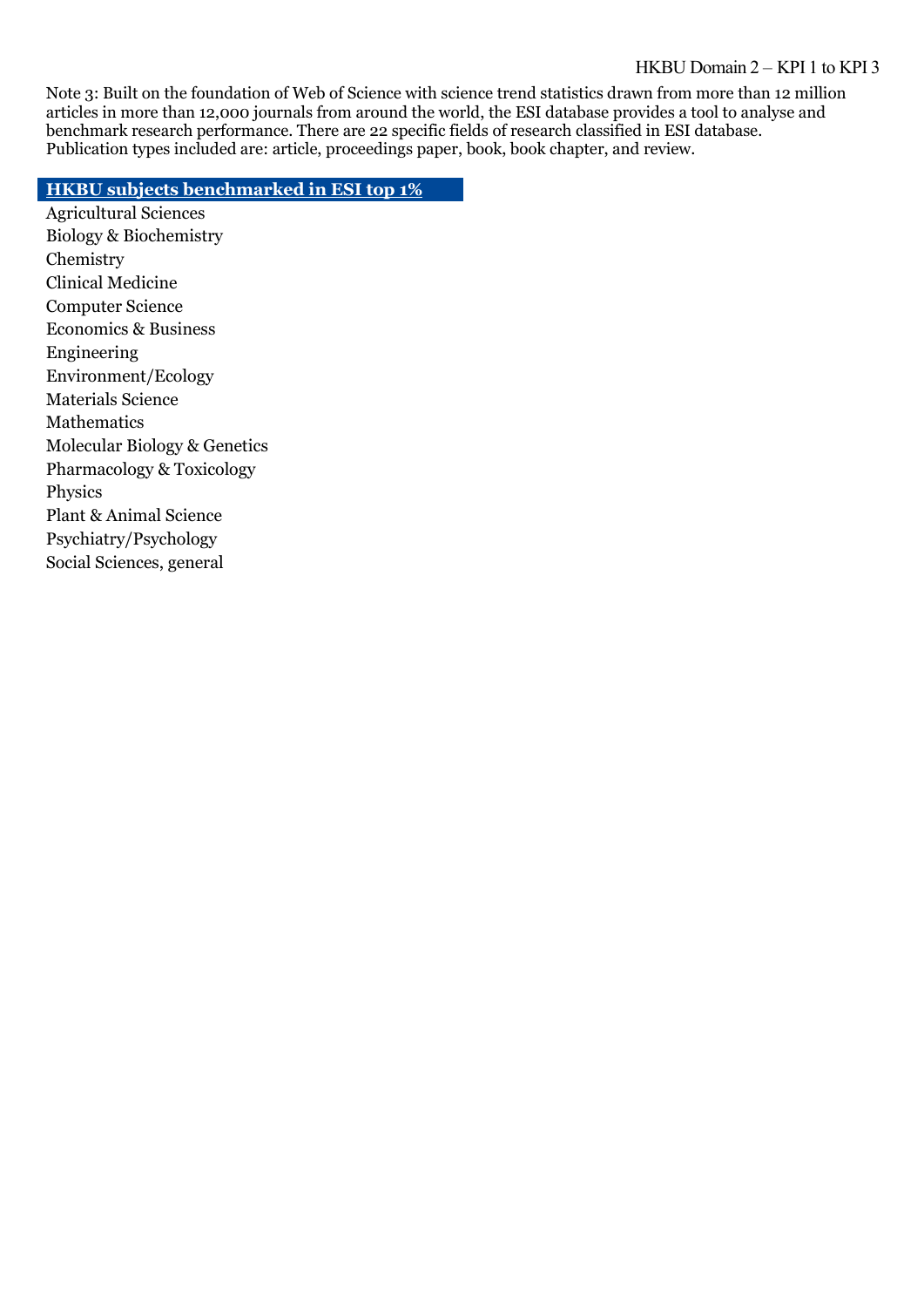Note 3: Built on the foundation of Web of Science with science trend statistics drawn from more than 12 million articles in more than 12,000 journals from around the world, the ESI database provides a tool to analyse and benchmark research performance. There are 22 specific fields of research classified in ESI database. Publication types included are: article, proceedings paper, book, book chapter, and review.

**HKBU subjects benchmarked in ESI top 1%**

Agricultural Sciences
Biology & Biochemistry
Chemistry
Clinical Medicine
Computer Science
Economics & Business
Engineering
Environment/Ecology
Materials Science
Mathematics
Molecular Biology & Genetics
Pharmacology & Toxicology
Physics
Plant & Animal Science
Psychiatry/Psychology
Social Sciences, general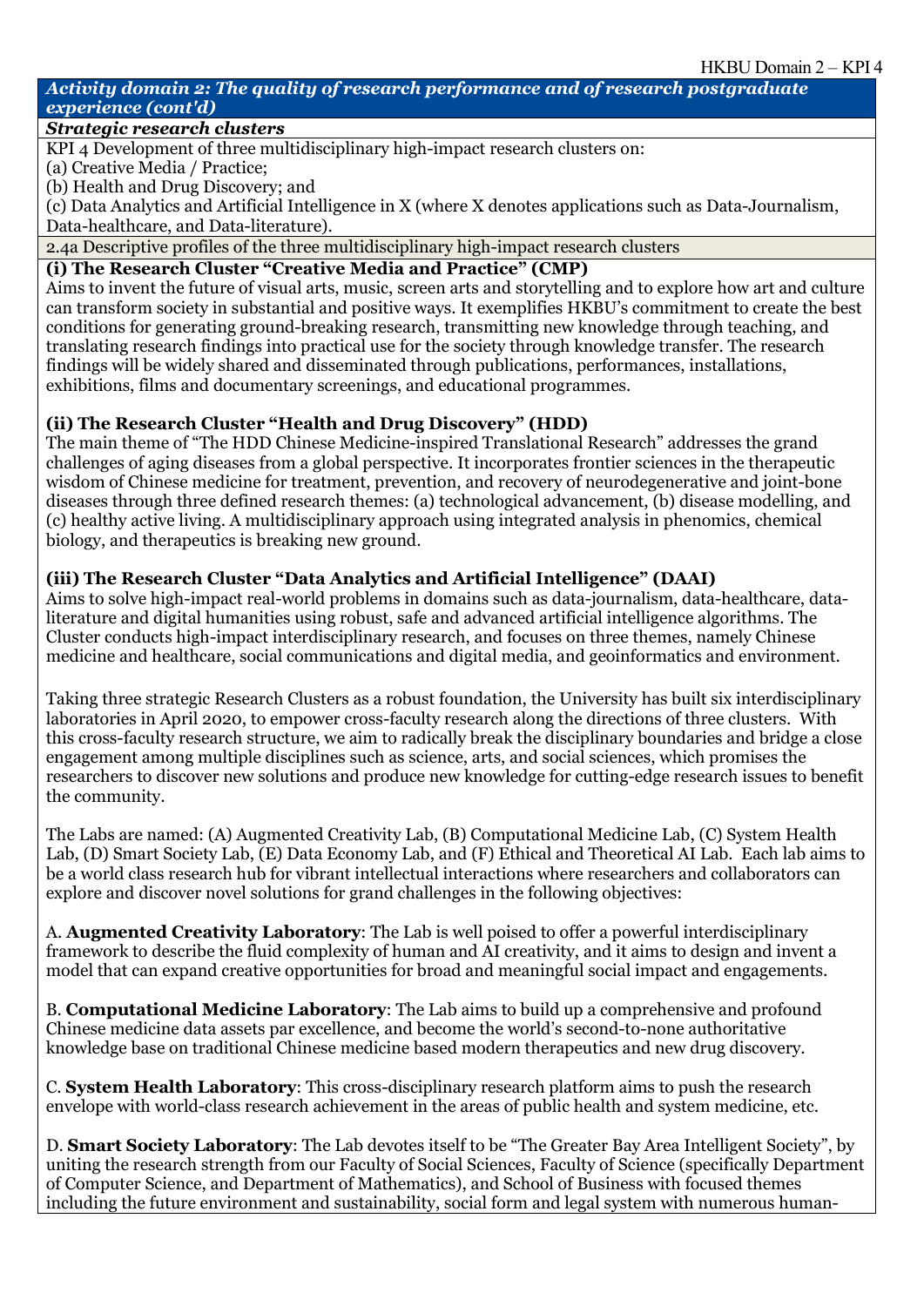***Activity domain 2: The quality of research performance and of research postgraduate experience (cont'd)***

***Strategic research clusters***

KPI 4 Development of three multidisciplinary high-impact research clusters on:
(a) Creative Media / Practice;
(b) Health and Drug Discovery; and
(c) Data Analytics and Artificial Intelligence in X (where X denotes applications such as Data-Journalism, Data-healthcare, and Data-literature).

2.4a Descriptive profiles of the three multidisciplinary high-impact research clusters

**(i) The Research Cluster "Creative Media and Practice" (CMP)**

Aims to invent the future of visual arts, music, screen arts and storytelling and to explore how art and culture can transform society in substantial and positive ways. It exemplifies HKBU's commitment to create the best conditions for generating ground-breaking research, transmitting new knowledge through teaching, and translating research findings into practical use for the society through knowledge transfer. The research findings will be widely shared and disseminated through publications, performances, installations, exhibitions, films and documentary screenings, and educational programmes.

**(ii) The Research Cluster "Health and Drug Discovery" (HDD)**

The main theme of "The HDD Chinese Medicine-inspired Translational Research" addresses the grand challenges of aging diseases from a global perspective. It incorporates frontier sciences in the therapeutic wisdom of Chinese medicine for treatment, prevention, and recovery of neurodegenerative and joint-bone diseases through three defined research themes: (a) technological advancement, (b) disease modelling, and (c) healthy active living. A multidisciplinary approach using integrated analysis in phenomics, chemical biology, and therapeutics is breaking new ground.

**(iii) The Research Cluster "Data Analytics and Artificial Intelligence" (DAAI)**

Aims to solve high-impact real-world problems in domains such as data-journalism, data-healthcare, data-literature and digital humanities using robust, safe and advanced artificial intelligence algorithms. The Cluster conducts high-impact interdisciplinary research, and focuses on three themes, namely Chinese medicine and healthcare, social communications and digital media, and geoinformatics and environment.

Taking three strategic Research Clusters as a robust foundation, the University has built six interdisciplinary laboratories in April 2020, to empower cross-faculty research along the directions of three clusters. With this cross-faculty research structure, we aim to radically break the disciplinary boundaries and bridge a close engagement among multiple disciplines such as science, arts, and social sciences, which promises the researchers to discover new solutions and produce new knowledge for cutting-edge research issues to benefit the community.

The Labs are named: (A) Augmented Creativity Lab, (B) Computational Medicine Lab, (C) System Health Lab, (D) Smart Society Lab, (E) Data Economy Lab, and (F) Ethical and Theoretical AI Lab. Each lab aims to be a world class research hub for vibrant intellectual interactions where researchers and collaborators can explore and discover novel solutions for grand challenges in the following objectives:

A. **Augmented Creativity Laboratory**: The Lab is well poised to offer a powerful interdisciplinary framework to describe the fluid complexity of human and AI creativity, and it aims to design and invent a model that can expand creative opportunities for broad and meaningful social impact and engagements.

B. **Computational Medicine Laboratory**: The Lab aims to build up a comprehensive and profound Chinese medicine data assets par excellence, and become the world's second-to-none authoritative knowledge base on traditional Chinese medicine based modern therapeutics and new drug discovery.

C. **System Health Laboratory**: This cross-disciplinary research platform aims to push the research envelope with world-class research achievement in the areas of public health and system medicine, etc.

D. **Smart Society Laboratory**: The Lab devotes itself to be "The Greater Bay Area Intelligent Society", by uniting the research strength from our Faculty of Social Sciences, Faculty of Science (specifically Department of Computer Science, and Department of Mathematics), and School of Business with focused themes including the future environment and sustainability, social form and legal system with numerous human-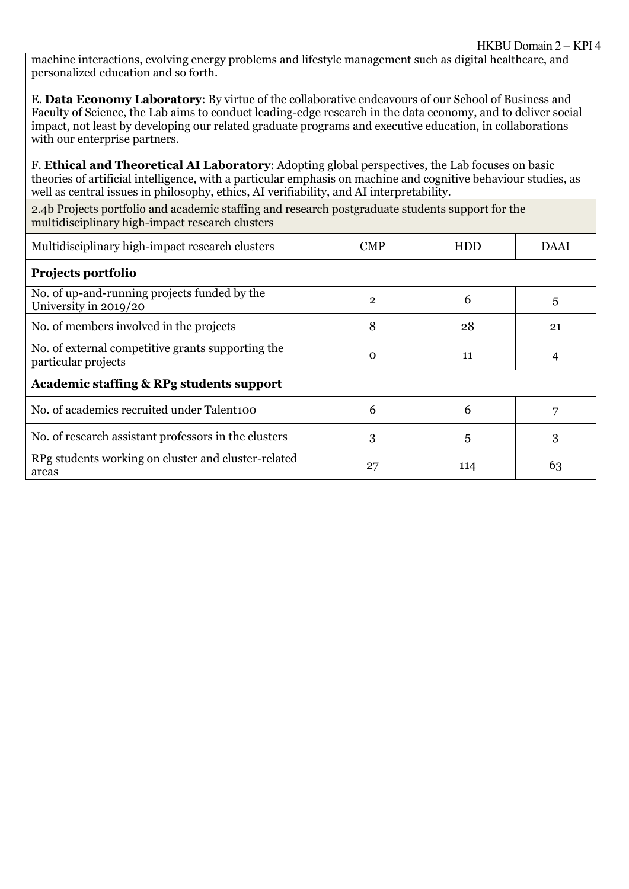machine interactions, evolving energy problems and lifestyle management such as digital healthcare, and personalized education and so forth.

E. **Data Economy Laboratory**: By virtue of the collaborative endeavours of our School of Business and Faculty of Science, the Lab aims to conduct leading-edge research in the data economy, and to deliver social impact, not least by developing our related graduate programs and executive education, in collaborations with our enterprise partners.

F. **Ethical and Theoretical AI Laboratory**: Adopting global perspectives, the Lab focuses on basic theories of artificial intelligence, with a particular emphasis on machine and cognitive behaviour studies, as well as central issues in philosophy, ethics, AI verifiability, and AI interpretability.

2.4b Projects portfolio and academic staffing and research postgraduate students support for the multidisciplinary high-impact research clusters

| Multidisciplinary high-impact research clusters | CMP | HDD | DAAI |
|---|---|---|---|
| **Projects portfolio** | | | |
| No. of up-and-running projects funded by the University in 2019/20 | 2 | 6 | 5 |
| No. of members involved in the projects | 8 | 28 | 21 |
| No. of external competitive grants supporting the particular projects | 0 | 11 | 4 |
| **Academic staffing & RPg students support** | | | |
| No. of academics recruited under Talent100 | 6 | 6 | 7 |
| No. of research assistant professors in the clusters | 3 | 5 | 3 |
| RPg students working on cluster and cluster-related areas | 27 | 114 | 63 |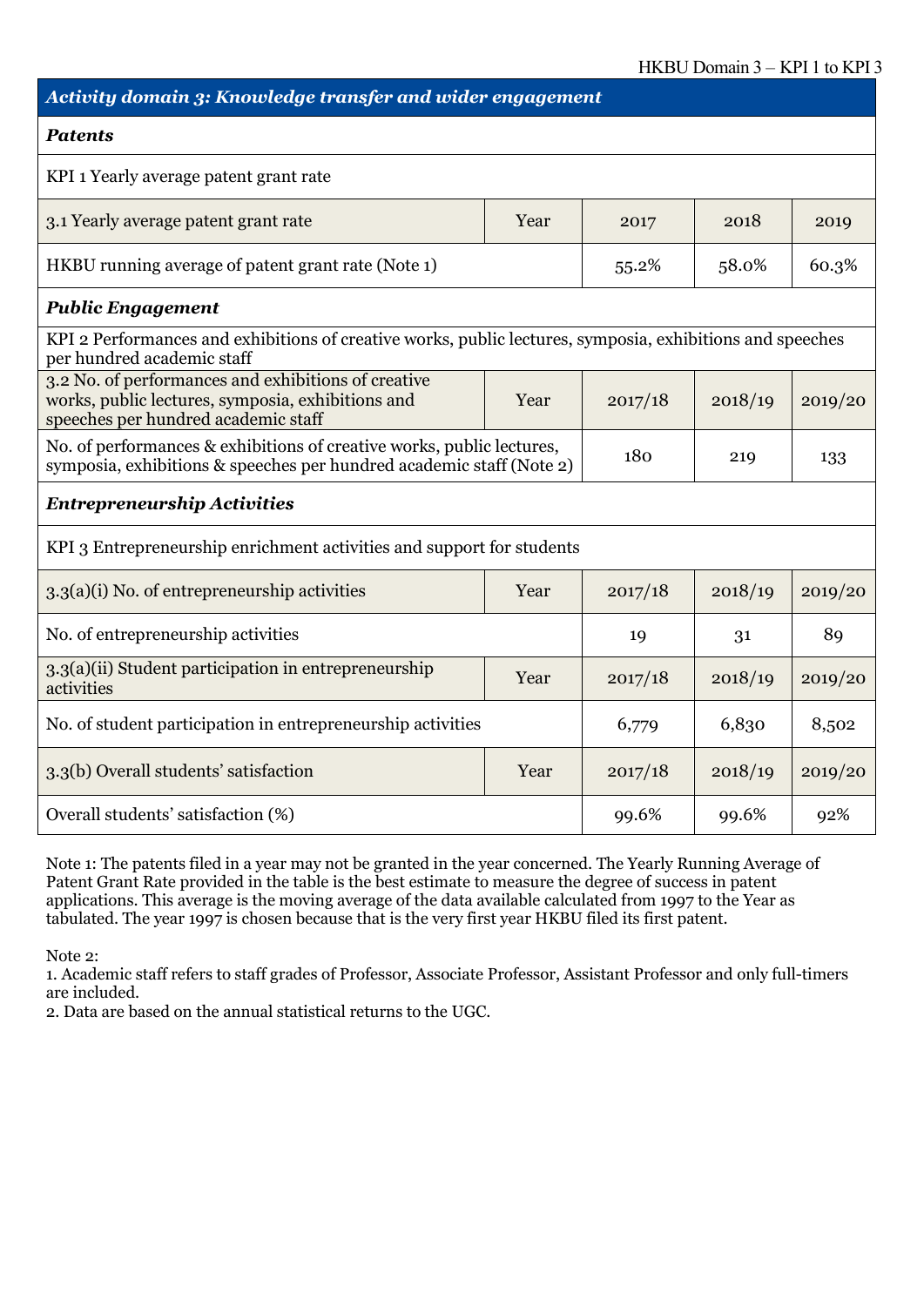| Activity domain 3: Knowledge transfer and wider engagement | | | | |
|---|---|---|---|---|
| ***Patents*** | | | | |
| KPI 1 Yearly average patent grant rate | | | | |
| 3.1 Yearly average patent grant rate | Year | 2017 | 2018 | 2019 |
| HKBU running average of patent grant rate (Note 1) | | 55.2% | 58.0% | 60.3% |
| ***Public Engagement*** | | | | |
| KPI 2 Performances and exhibitions of creative works, public lectures, symposia, exhibitions and speeches per hundred academic staff | | | | |
| 3.2 No. of performances and exhibitions of creative works, public lectures, symposia, exhibitions and speeches per hundred academic staff | Year | 2017/18 | 2018/19 | 2019/20 |
| No. of performances & exhibitions of creative works, public lectures, symposia, exhibitions & speeches per hundred academic staff (Note 2) | | 180 | 219 | 133 |
| ***Entrepreneurship Activities*** | | | | |
| KPI 3 Entrepreneurship enrichment activities and support for students | | | | |
| 3.3(a)(i) No. of entrepreneurship activities | Year | 2017/18 | 2018/19 | 2019/20 |
| No. of entrepreneurship activities | | 19 | 31 | 89 |
| 3.3(a)(ii) Student participation in entrepreneurship activities | Year | 2017/18 | 2018/19 | 2019/20 |
| No. of student participation in entrepreneurship activities | | 6,779 | 6,830 | 8,502 |
| 3.3(b) Overall students' satisfaction | Year | 2017/18 | 2018/19 | 2019/20 |
| Overall students' satisfaction (%) | | 99.6% | 99.6% | 92% |

Note 1: The patents filed in a year may not be granted in the year concerned. The Yearly Running Average of Patent Grant Rate provided in the table is the best estimate to measure the degree of success in patent applications. This average is the moving average of the data available calculated from 1997 to the Year as tabulated. The year 1997 is chosen because that is the very first year HKBU filed its first patent.

Note 2:
1. Academic staff refers to staff grades of Professor, Associate Professor, Assistant Professor and only full-timers are included.
2. Data are based on the annual statistical returns to the UGC.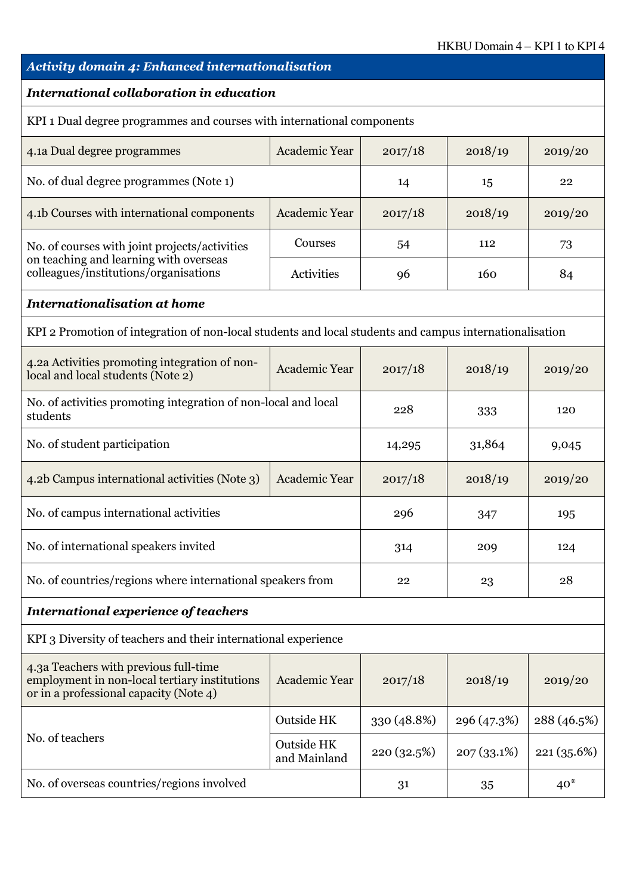| *Activity domain 4: Enhanced internationalisation* | | | | |
|---|---|---|---|---|
| ***International collaboration in education*** | | | | |
| KPI 1 Dual degree programmes and courses with international components | | | | |
| 4.1a Dual degree programmes | Academic Year | 2017/18 | 2018/19 | 2019/20 |
| No. of dual degree programmes (Note 1) | | 14 | 15 | 22 |
| 4.1b Courses with international components | Academic Year | 2017/18 | 2018/19 | 2019/20 |
| No. of courses with joint projects/activities on teaching and learning with overseas colleagues/institutions/organisations | Courses | 54 | 112 | 73 |
| | Activities | 96 | 160 | 84 |
| ***Internationalisation at home*** | | | | |
| KPI 2 Promotion of integration of non-local students and local students and campus internationalisation | | | | |
| 4.2a Activities promoting integration of non-local and local students (Note 2) | Academic Year | 2017/18 | 2018/19 | 2019/20 |
| No. of activities promoting integration of non-local and local students | | 228 | 333 | 120 |
| No. of student participation | | 14,295 | 31,864 | 9,045 |
| 4.2b Campus international activities (Note 3) | Academic Year | 2017/18 | 2018/19 | 2019/20 |
| No. of campus international activities | | 296 | 347 | 195 |
| No. of international speakers invited | | 314 | 209 | 124 |
| No. of countries/regions where international speakers from | | 22 | 23 | 28 |
| ***International experience of teachers*** | | | | |
| KPI 3 Diversity of teachers and their international experience | | | | |
| 4.3a Teachers with previous full-time employment in non-local tertiary institutions or in a professional capacity (Note 4) | Academic Year | 2017/18 | 2018/19 | 2019/20 |
| No. of teachers | Outside HK | 330 (48.8%) | 296 (47.3%) | 288 (46.5%) |
| | Outside HK and Mainland | 220 (32.5%) | 207 (33.1%) | 221 (35.6%) |
| No. of overseas countries/regions involved | | 31 | 35 | 40* |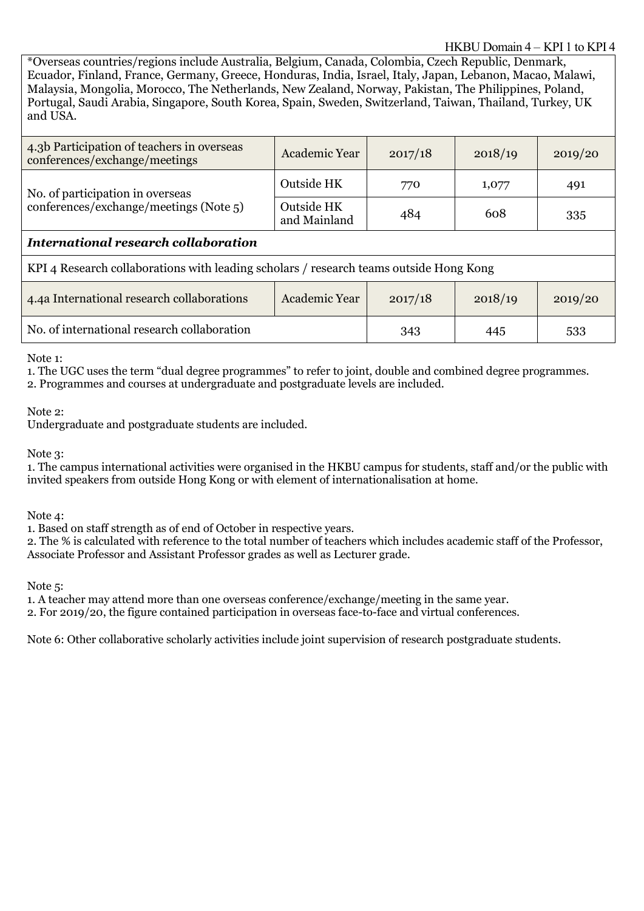*Overseas countries/regions include Australia, Belgium, Canada, Colombia, Czech Republic, Denmark, Ecuador, Finland, France, Germany, Greece, Honduras, India, Israel, Italy, Japan, Lebanon, Macao, Malawi, Malaysia, Mongolia, Morocco, The Netherlands, New Zealand, Norway, Pakistan, The Philippines, Poland, Portugal, Saudi Arabia, Singapore, South Korea, Spain, Sweden, Switzerland, Taiwan, Thailand, Turkey, UK and USA.

| 4.3b Participation of teachers in overseas conferences/exchange/meetings | Academic Year | 2017/18 | 2018/19 | 2019/20 |
|---|---|---|---|---|
| No. of participation in overseas conferences/exchange/meetings (Note 5) | Outside HK | 770 | 1,077 | 491 |
| | Outside HK and Mainland | 484 | 608 | 335 |

***International research collaboration***

KPI 4 Research collaborations with leading scholars / research teams outside Hong Kong

| 4.4a International research collaborations | Academic Year | 2017/18 | 2018/19 | 2019/20 |
|---|---|---|---|---|
| No. of international research collaboration | | 343 | 445 | 533 |

Note 1:
1. The UGC uses the term "dual degree programmes" to refer to joint, double and combined degree programmes.
2. Programmes and courses at undergraduate and postgraduate levels are included.

Note 2:
Undergraduate and postgraduate students are included.

Note 3:
1. The campus international activities were organised in the HKBU campus for students, staff and/or the public with invited speakers from outside Hong Kong or with element of internationalisation at home.

Note 4:
1. Based on staff strength as of end of October in respective years.
2. The % is calculated with reference to the total number of teachers which includes academic staff of the Professor, Associate Professor and Assistant Professor grades as well as Lecturer grade.

Note 5:
1. A teacher may attend more than one overseas conference/exchange/meeting in the same year.
2. For 2019/20, the figure contained participation in overseas face-to-face and virtual conferences.

Note 6: Other collaborative scholarly activities include joint supervision of research postgraduate students.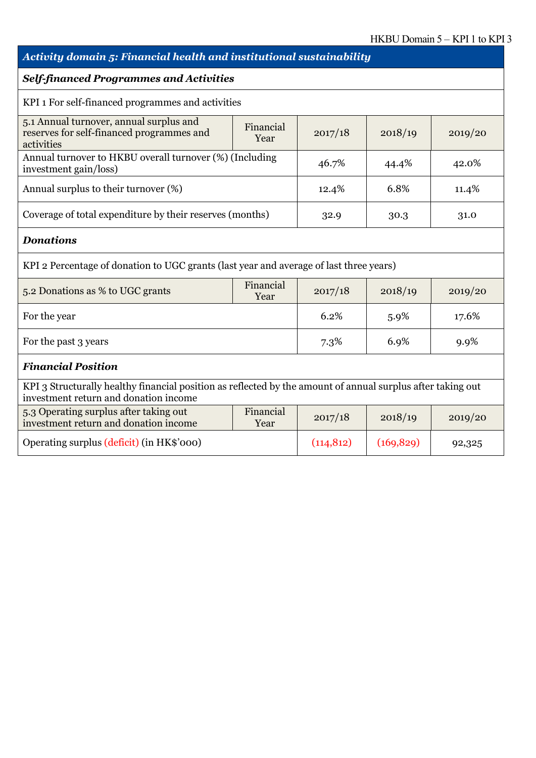## Activity domain 5: Financial health and institutional sustainability

### *Self-financed Programmes and Activities*

KPI 1 For self-financed programmes and activities

| 5.1 Annual turnover, annual surplus and reserves for self-financed programmes and activities | Financial Year 2017/18 | 2018/19 | 2019/20 |
|---|---|---|---|
| Annual turnover to HKBU overall turnover (%) (Including investment gain/loss) | 46.7% | 44.4% | 42.0% |
| Annual surplus to their turnover (%) | 12.4% | 6.8% | 11.4% |
| Coverage of total expenditure by their reserves (months) | 32.9 | 30.3 | 31.0 |

### *Donations*

KPI 2 Percentage of donation to UGC grants (last year and average of last three years)

| 5.2 Donations as % to UGC grants | Financial Year 2017/18 | 2018/19 | 2019/20 |
|---|---|---|---|
| For the year | 6.2% | 5.9% | 17.6% |
| For the past 3 years | 7.3% | 6.9% | 9.9% |

### *Financial Position*

KPI 3 Structurally healthy financial position as reflected by the amount of annual surplus after taking out investment return and donation income

| 5.3 Operating surplus after taking out investment return and donation income | Financial Year 2017/18 | 2018/19 | 2019/20 |
|---|---|---|---|
| Operating surplus (deficit) (in HK$'000) | (114,812) | (169,829) | 92,325 |